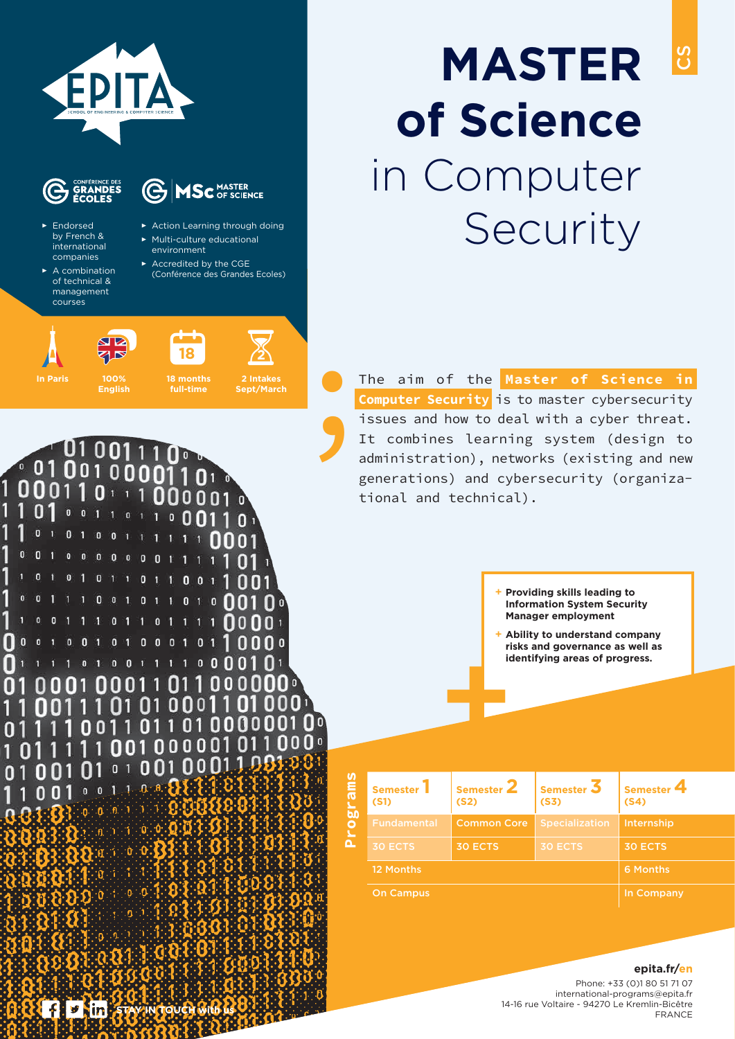# MASTER of Science in Computer Security

CS

EPITA — School of Engineering & Computer Science

Conférence des Grandes Écoles | MSc Master of Science

- Endorsed by French & international companies
- A combination of technical & management courses
- Action Learning through doing
- Multi-culture educational environment
- Accredited by the CGE (Conférence des Grandes Ecoles)

In Paris | 100% English | 18 months full-time | 2 Intakes Sept/March

The aim of the **Master of Science in Computer Security** is to master cybersecurity issues and how to deal with a cyber threat. It combines learning system (design to administration), networks (existing and new generations) and cybersecurity (organizational and technical).

- + **Providing skills leading to Information System Security Manager employment**
- + **Ability to understand company risks and governance as well as identifying areas of progress.**

## Programs

| Semester 1 (S1) | Semester 2 (S2) | Semester 3 (S3) | Semester 4 (S4) |
|---|---|---|---|
| Fundamental | Common Core | Specialization | Internship |
| 30 ECTS | 30 ECTS | 30 ECTS | 30 ECTS |
| 12 Months | | | 6 Months |
| On Campus | | | In Company |

STAY IN TOUCH with us

**epita.fr/en**

Phone: +33 (0)1 80 51 71 07
international-programs@epita.fr
14-16 rue Voltaire - 94270 Le Kremlin-Bicêtre
FRANCE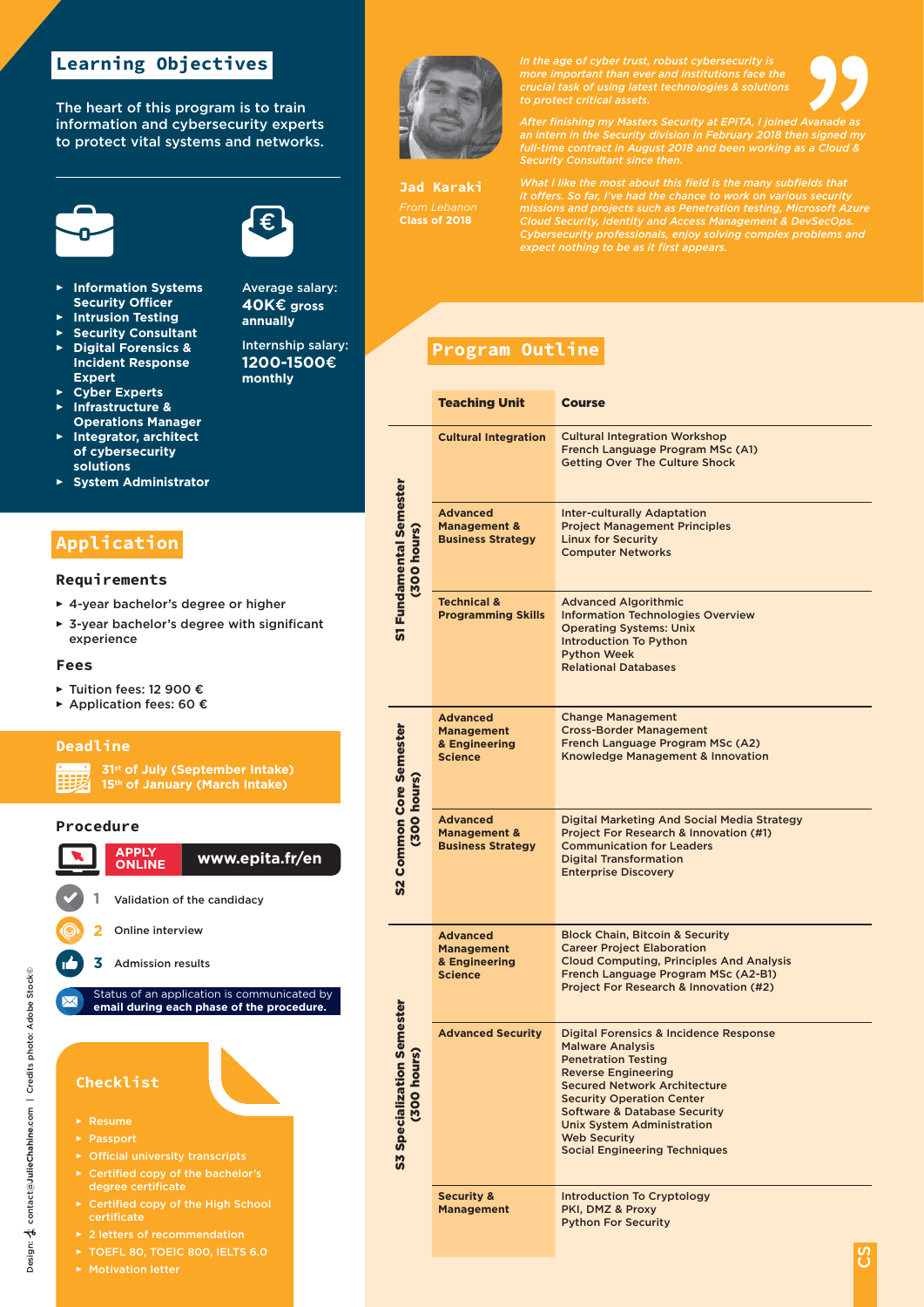## Learning Objectives

The heart of this program is to train information and cybersecurity experts to protect vital systems and networks.

- Information Systems Security Officer
- Intrusion Testing
- Security Consultant
- Digital Forensics & Incident Response Expert
- Cyber Experts
- Infrastructure & Operations Manager
- Integrator, architect of cybersecurity solutions
- System Administrator

Average salary:
**40K€ gross annually**

Internship salary:
**1200-1500€ monthly**

## Application

### Requirements

- 4-year bachelor's degree or higher
- 3-year bachelor's degree with significant experience

### Fees

- Tuition fees: 12 900 €
- Application fees: 60 €

### Deadline

31st of July (September Intake)
15th of January (March Intake)

### Procedure

APPLY ONLINE **www.epita.fr/en**

1. Validation of the candidacy
2. Online interview
3. Admission results

Status of an application is communicated by **email during each phase of the procedure.**

### Checklist

- Resume
- Passport
- Official university transcripts
- Certified copy of the bachelor's degree certificate
- Certified copy of the High School certificate
- 2 letters of recommendation
- TOEFL 80, TOEIC 800, IELTS 6.0
- Motivation letter

Design: contact@JulieChahine.com | Credits photo: Adobe Stock©

**Jad Karaki**
From Lebanon
Class of 2018

*In the age of cyber trust, robust cybersecurity is more important than ever and institutions face the crucial task of using latest technologies & solutions to protect critical assets.*

*After finishing my Masters Security at EPITA, I joined Avanade as an intern in the Security division in February 2018 then signed my full-time contract in August 2018 and been working as a Cloud & Security Consultant since then.*

*What I like the most about this field is the many subfields that it offers. So far, I've had the chance to work on various security missions and projects such as Penetration testing, Microsoft Azure Cloud Security, Identity and Access Management & DevSecOps. Cybersecurity professionals, enjoy solving complex problems and expect nothing to be as it first appears.*

## Program Outline

| Semester | Teaching Unit | Course |
|---|---|---|
| S1 Fundamental Semester (300 hours) | Cultural Integration | Cultural Integration Workshop<br>French Language Program MSc (A1)<br>Getting Over The Culture Shock |
| | Advanced Management & Business Strategy | Inter-culturally Adaptation<br>Project Management Principles<br>Linux for Security<br>Computer Networks |
| | Technical & Programming Skills | Advanced Algorithmic<br>Information Technologies Overview<br>Operating Systems: Unix<br>Introduction To Python<br>Python Week<br>Relational Databases |
| S2 Common Core Semester (300 hours) | Advanced Management & Engineering Science | Change Management<br>Cross-Border Management<br>French Language Program MSc (A2)<br>Knowledge Management & Innovation |
| | Advanced Management & Business Strategy | Digital Marketing And Social Media Strategy<br>Project For Research & Innovation (#1)<br>Communication for Leaders<br>Digital Transformation<br>Enterprise Discovery |
| S3 Specialization Semester (300 hours) | Advanced Management & Engineering Science | Block Chain, Bitcoin & Security<br>Career Project Elaboration<br>Cloud Computing, Principles And Analysis<br>French Language Program MSc (A2-B1)<br>Project For Research & Innovation (#2) |
| | Advanced Security | Digital Forensics & Incidence Response<br>Malware Analysis<br>Penetration Testing<br>Reverse Engineering<br>Secured Network Architecture<br>Security Operation Center<br>Software & Database Security<br>Unix System Administration<br>Web Security<br>Social Engineering Techniques |
| | Security & Management | Introduction To Cryptology<br>PKI, DMZ & Proxy<br>Python For Security |

CS